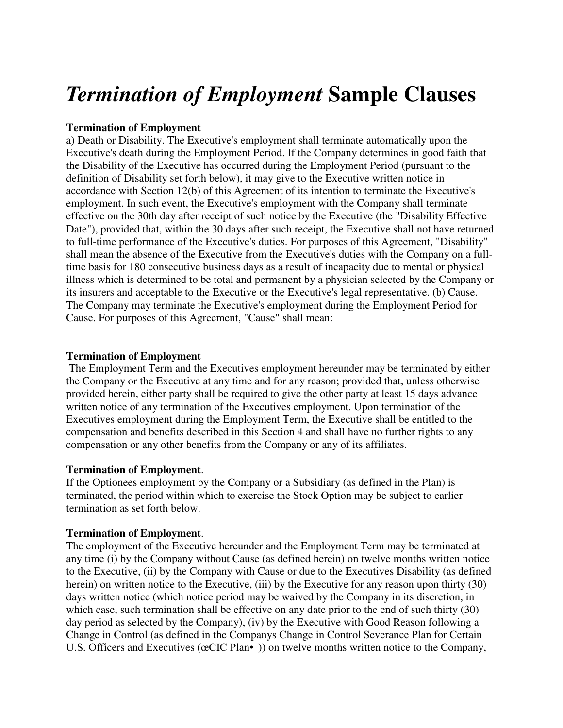# *Termination of Employment* Sample Clauses

**Termination of Employment**

a) Death or Disability. The Executive's employment shall terminate automatically upon the Executive's death during the Employment Period. If the Company determines in good faith that the Disability of the Executive has occurred during the Employment Period (pursuant to the definition of Disability set forth below), it may give to the Executive written notice in accordance with Section 12(b) of this Agreement of its intention to terminate the Executive's employment. In such event, the Executive's employment with the Company shall terminate effective on the 30th day after receipt of such notice by the Executive (the "Disability Effective Date"), provided that, within the 30 days after such receipt, the Executive shall not have returned to full-time performance of the Executive's duties. For purposes of this Agreement, "Disability" shall mean the absence of the Executive from the Executive's duties with the Company on a full-time basis for 180 consecutive business days as a result of incapacity due to mental or physical illness which is determined to be total and permanent by a physician selected by the Company or its insurers and acceptable to the Executive or the Executive's legal representative. (b) Cause. The Company may terminate the Executive's employment during the Employment Period for Cause. For purposes of this Agreement, "Cause" shall mean:

**Termination of Employment**

The Employment Term and the Executives employment hereunder may be terminated by either the Company or the Executive at any time and for any reason; provided that, unless otherwise provided herein, either party shall be required to give the other party at least 15 days advance written notice of any termination of the Executives employment. Upon termination of the Executives employment during the Employment Term, the Executive shall be entitled to the compensation and benefits described in this Section 4 and shall have no further rights to any compensation or any other benefits from the Company or any of its affiliates.

**Termination of Employment**.

If the Optionees employment by the Company or a Subsidiary (as defined in the Plan) is terminated, the period within which to exercise the Stock Option may be subject to earlier termination as set forth below.

**Termination of Employment**.

The employment of the Executive hereunder and the Employment Term may be terminated at any time (i) by the Company without Cause (as defined herein) on twelve months written notice to the Executive, (ii) by the Company with Cause or due to the Executives Disability (as defined herein) on written notice to the Executive, (iii) by the Executive for any reason upon thirty (30) days written notice (which notice period may be waived by the Company in its discretion, in which case, such termination shall be effective on any date prior to the end of such thirty (30) day period as selected by the Company), (iv) by the Executive with Good Reason following a Change in Control (as defined in the Companys Change in Control Severance Plan for Certain U.S. Officers and Executives (œCIC Plan• )) on twelve months written notice to the Company,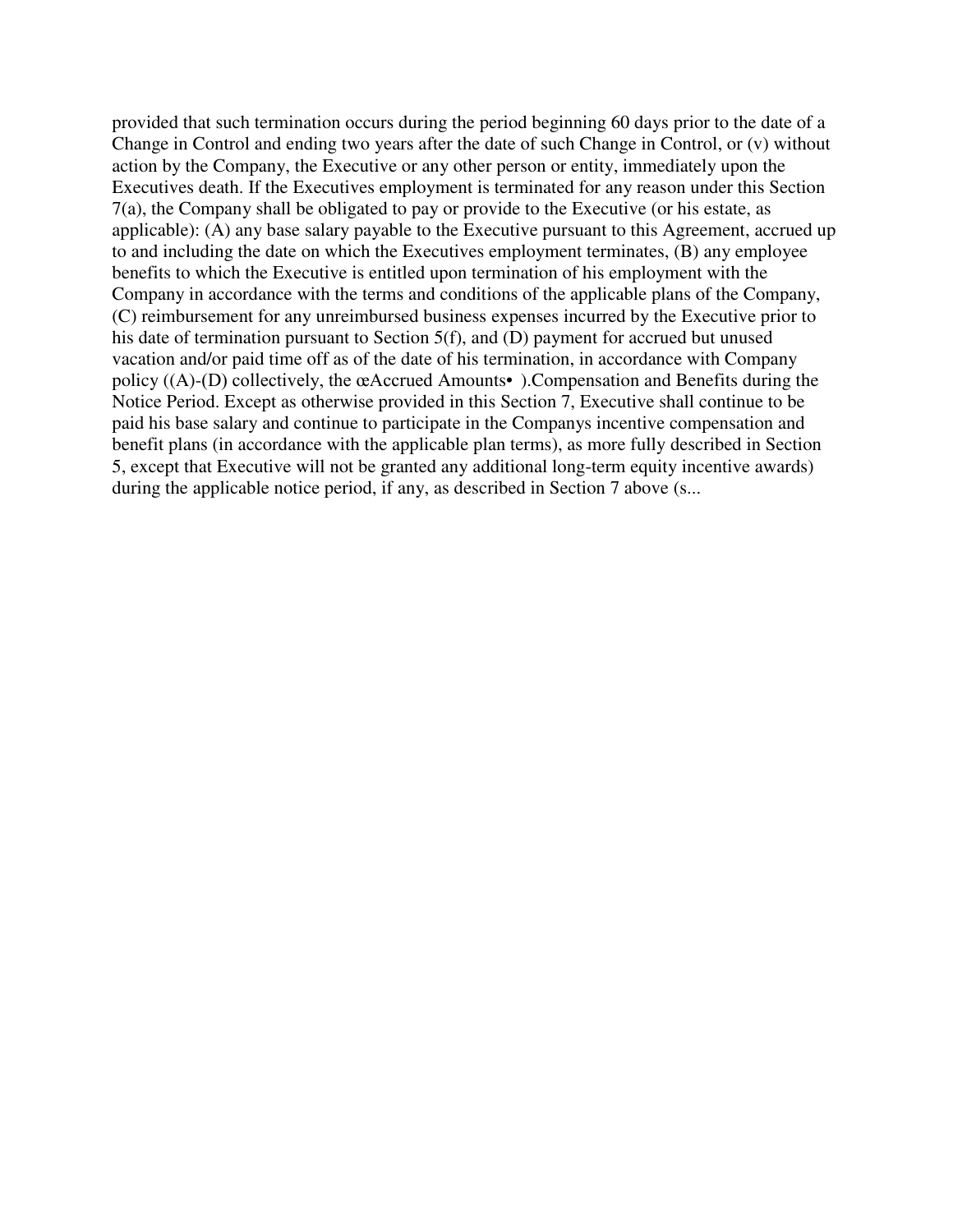provided that such termination occurs during the period beginning 60 days prior to the date of a Change in Control and ending two years after the date of such Change in Control, or (v) without action by the Company, the Executive or any other person or entity, immediately upon the Executives death. If the Executives employment is terminated for any reason under this Section 7(a), the Company shall be obligated to pay or provide to the Executive (or his estate, as applicable): (A) any base salary payable to the Executive pursuant to this Agreement, accrued up to and including the date on which the Executives employment terminates, (B) any employee benefits to which the Executive is entitled upon termination of his employment with the Company in accordance with the terms and conditions of the applicable plans of the Company, (C) reimbursement for any unreimbursed business expenses incurred by the Executive prior to his date of termination pursuant to Section 5(f), and (D) payment for accrued but unused vacation and/or paid time off as of the date of his termination, in accordance with Company policy ((A)-(D) collectively, the œAccrued Amounts• ).Compensation and Benefits during the Notice Period. Except as otherwise provided in this Section 7, Executive shall continue to be paid his base salary and continue to participate in the Companys incentive compensation and benefit plans (in accordance with the applicable plan terms), as more fully described in Section 5, except that Executive will not be granted any additional long-term equity incentive awards) during the applicable notice period, if any, as described in Section 7 above (s...